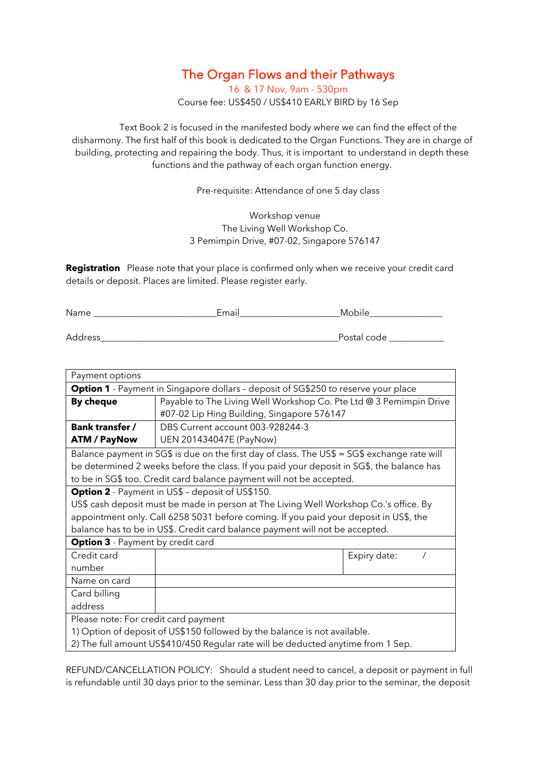# The Organ Flows and their Pathways

16 & 17 Nov, 9am - 530pm

Course fee: US$450 / US$410 EARLY BIRD by 16 Sep

Text Book 2 is focused in the manifested body where we can find the effect of the disharmony. The first half of this book is dedicated to the Organ Functions. They are in charge of building, protecting and repairing the body. Thus, it is important to understand in depth these functions and the pathway of each organ function energy.

Pre-requisite: Attendance of one 5 day class

Workshop venue
The Living Well Workshop Co.
3 Pemimpin Drive, #07-02, Singapore 576147

**Registration** Please note that your place is confirmed only when we receive your credit card details or deposit. Places are limited. Please register early.

Name ________________________Email____________________Mobile_______________

Address__________________________________________________Postal code ___________

| Payment options | | |
|---|---|---|
| **Option 1** - Payment in Singapore dollars – deposit of SG$250 to reserve your place | | |
| **By cheque** | Payable to The Living Well Workshop Co. Pte Ltd @ 3 Pemimpin Drive #07-02 Lip Hing Building, Singapore 576147 | |
| **Bank transfer / ATM / PayNow** | DBS Current account 003-928244-3 UEN 201434047E (PayNow) | |
| Balance payment in SG$ is due on the first day of class. The US$ = SG$ exchange rate will be determined 2 weeks before the class. If you paid your deposit in SG$, the balance has to be in SG$ too. Credit card balance payment will not be accepted. | | |
| **Option 2** - Payment in US$ – deposit of US$150. US$ cash deposit must be made in person at The Living Well Workshop Co.'s office. By appointment only. Call 6258 5031 before coming. If you paid your deposit in US$, the balance has to be in US$. Credit card balance payment will not be accepted. | | |
| **Option 3** - Payment by credit card | | |
| Credit card number | | Expiry date: / |
| Name on card | | |
| Card billing address | | |
| Please note: For credit card payment<br>1) Option of deposit of US$150 followed by the balance is not available.<br>2) The full amount US$410/450 Regular rate will be deducted anytime from 1 Sep. | | |

REFUND/CANCELLATION POLICY: Should a student need to cancel, a deposit or payment in full is refundable until 30 days prior to the seminar. Less than 30 day prior to the seminar, the deposit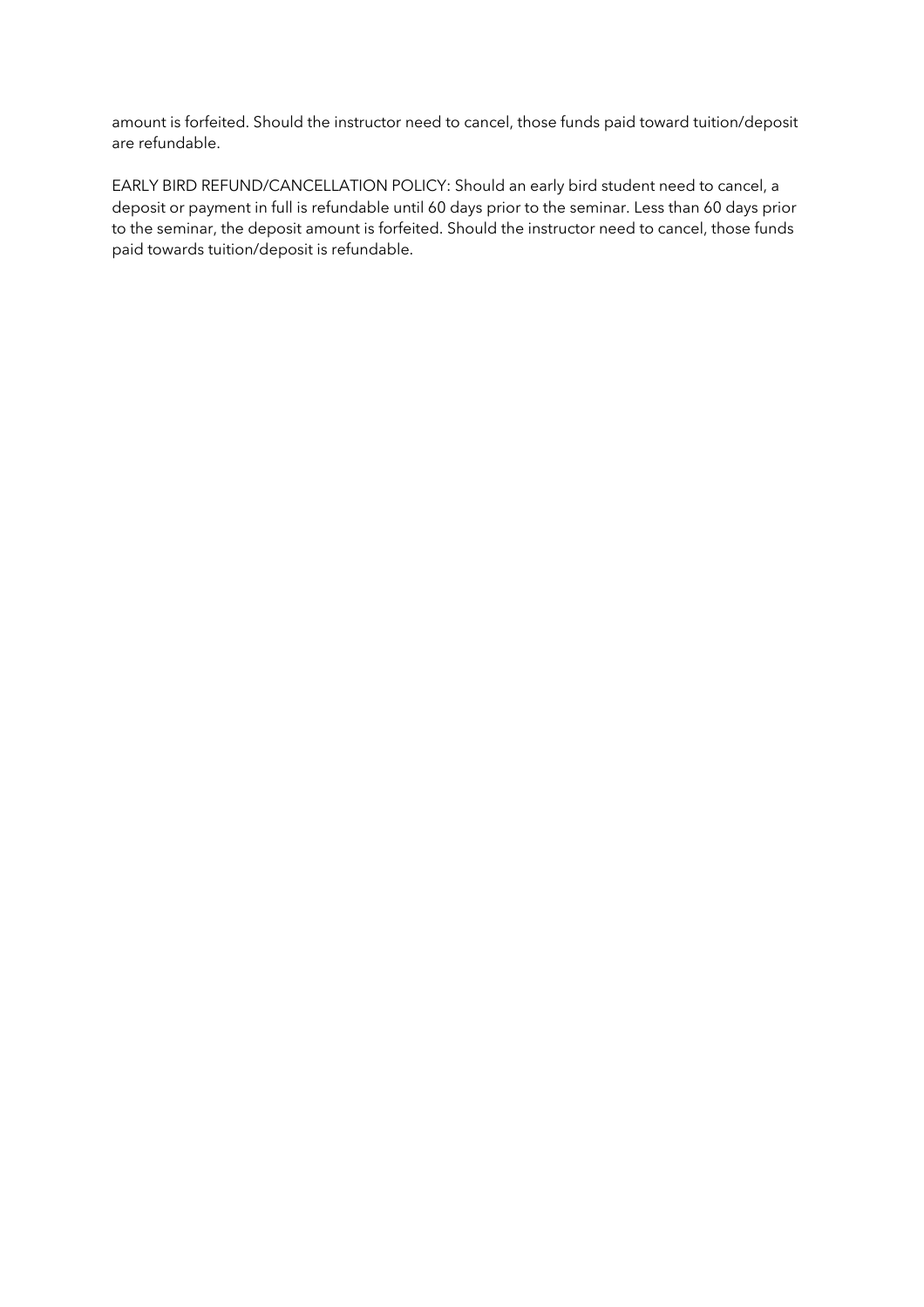amount is forfeited. Should the instructor need to cancel, those funds paid toward tuition/deposit are refundable.

EARLY BIRD REFUND/CANCELLATION POLICY: Should an early bird student need to cancel, a deposit or payment in full is refundable until 60 days prior to the seminar. Less than 60 days prior to the seminar, the deposit amount is forfeited. Should the instructor need to cancel, those funds paid towards tuition/deposit is refundable.